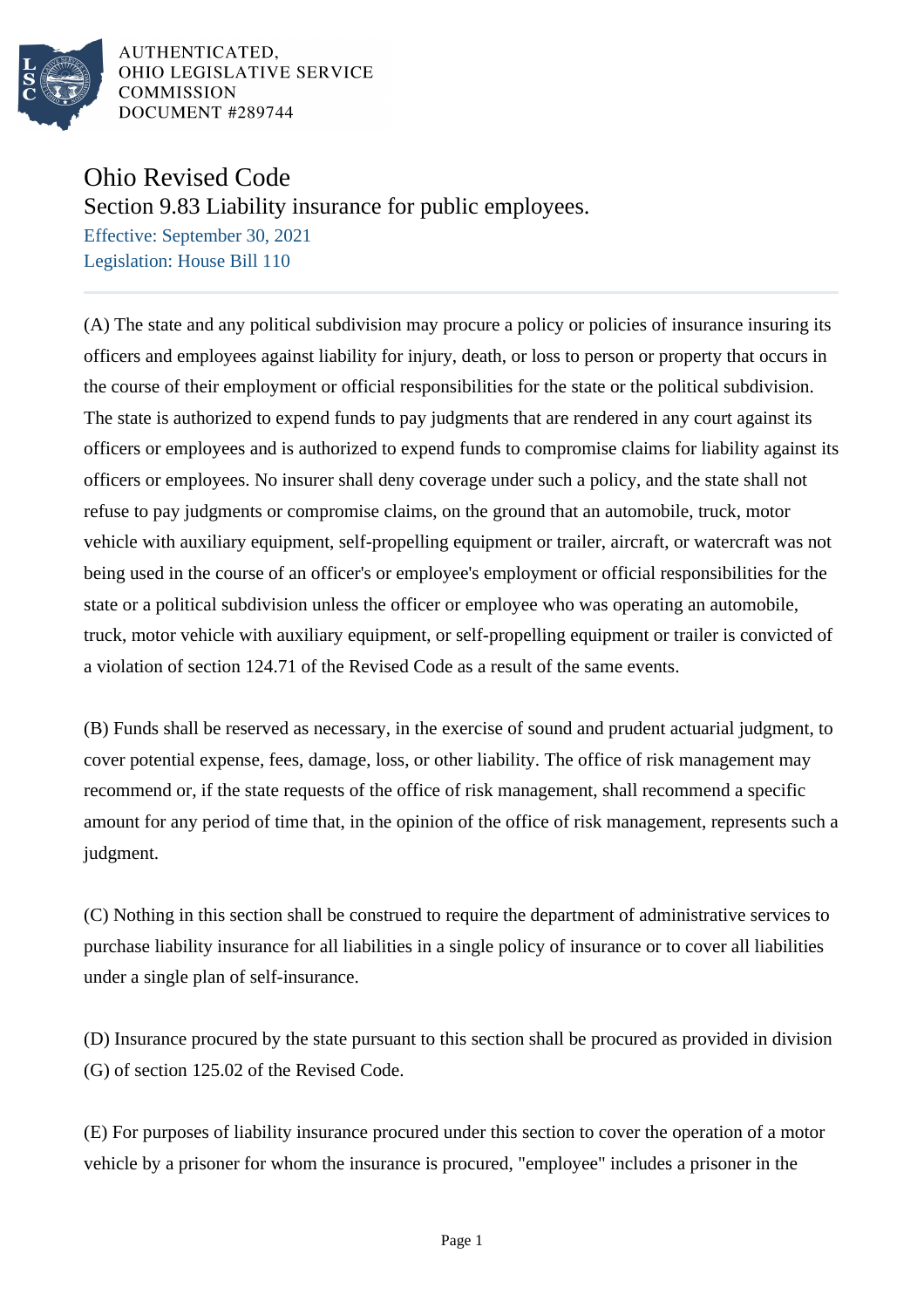AUTHENTICATED,
OHIO LEGISLATIVE SERVICE
COMMISSION
DOCUMENT #289744

# Ohio Revised Code

## Section 9.83 Liability insurance for public employees.

Effective: September 30, 2021
Legislation: House Bill 110

(A) The state and any political subdivision may procure a policy or policies of insurance insuring its officers and employees against liability for injury, death, or loss to person or property that occurs in the course of their employment or official responsibilities for the state or the political subdivision. The state is authorized to expend funds to pay judgments that are rendered in any court against its officers or employees and is authorized to expend funds to compromise claims for liability against its officers or employees. No insurer shall deny coverage under such a policy, and the state shall not refuse to pay judgments or compromise claims, on the ground that an automobile, truck, motor vehicle with auxiliary equipment, self-propelling equipment or trailer, aircraft, or watercraft was not being used in the course of an officer's or employee's employment or official responsibilities for the state or a political subdivision unless the officer or employee who was operating an automobile, truck, motor vehicle with auxiliary equipment, or self-propelling equipment or trailer is convicted of a violation of section 124.71 of the Revised Code as a result of the same events.

(B) Funds shall be reserved as necessary, in the exercise of sound and prudent actuarial judgment, to cover potential expense, fees, damage, loss, or other liability. The office of risk management may recommend or, if the state requests of the office of risk management, shall recommend a specific amount for any period of time that, in the opinion of the office of risk management, represents such a judgment.

(C) Nothing in this section shall be construed to require the department of administrative services to purchase liability insurance for all liabilities in a single policy of insurance or to cover all liabilities under a single plan of self-insurance.

(D) Insurance procured by the state pursuant to this section shall be procured as provided in division (G) of section 125.02 of the Revised Code.

(E) For purposes of liability insurance procured under this section to cover the operation of a motor vehicle by a prisoner for whom the insurance is procured, "employee" includes a prisoner in the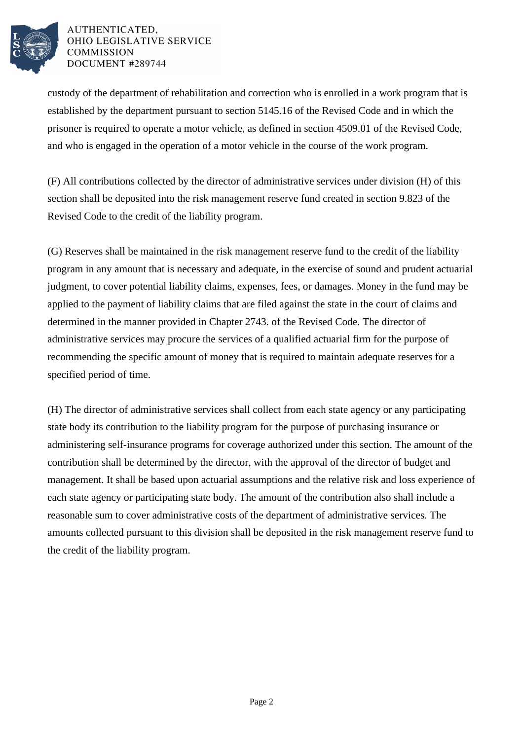custody of the department of rehabilitation and correction who is enrolled in a work program that is established by the department pursuant to section 5145.16 of the Revised Code and in which the prisoner is required to operate a motor vehicle, as defined in section 4509.01 of the Revised Code, and who is engaged in the operation of a motor vehicle in the course of the work program.

(F) All contributions collected by the director of administrative services under division (H) of this section shall be deposited into the risk management reserve fund created in section 9.823 of the Revised Code to the credit of the liability program.

(G) Reserves shall be maintained in the risk management reserve fund to the credit of the liability program in any amount that is necessary and adequate, in the exercise of sound and prudent actuarial judgment, to cover potential liability claims, expenses, fees, or damages. Money in the fund may be applied to the payment of liability claims that are filed against the state in the court of claims and determined in the manner provided in Chapter 2743. of the Revised Code. The director of administrative services may procure the services of a qualified actuarial firm for the purpose of recommending the specific amount of money that is required to maintain adequate reserves for a specified period of time.

(H) The director of administrative services shall collect from each state agency or any participating state body its contribution to the liability program for the purpose of purchasing insurance or administering self-insurance programs for coverage authorized under this section. The amount of the contribution shall be determined by the director, with the approval of the director of budget and management. It shall be based upon actuarial assumptions and the relative risk and loss experience of each state agency or participating state body. The amount of the contribution also shall include a reasonable sum to cover administrative costs of the department of administrative services. The amounts collected pursuant to this division shall be deposited in the risk management reserve fund to the credit of the liability program.